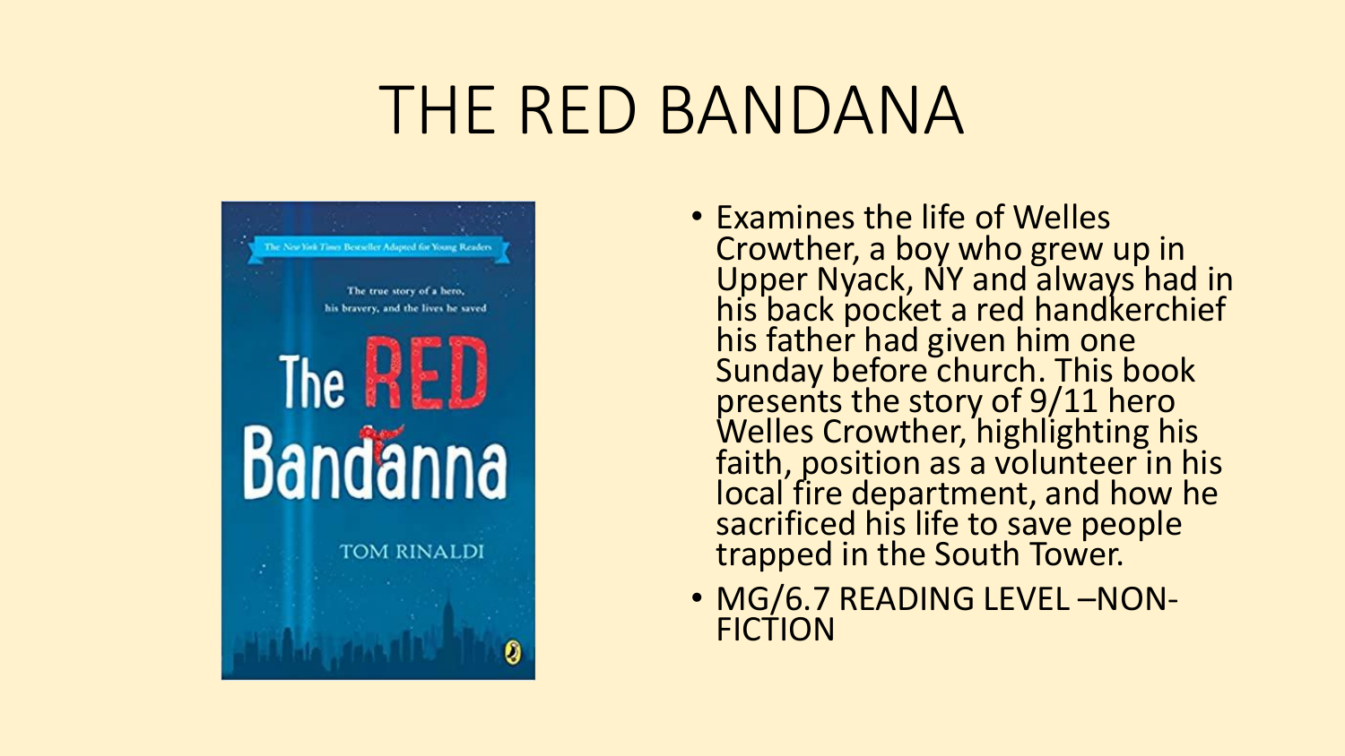# THE RED BANDANA

- Examines the life of Welles Crowther, a boy who grew up in Upper Nyack, NY and always had in his back pocket a red handkerchief his father had given him one Sunday before church. This book presents the story of 9/11 hero Welles Crowther, highlighting his faith, position as a volunteer in his local fire department, and how he sacrificed his life to save people trapped in the South Tower.
- MG/6.7 READING LEVEL –NON-FICTION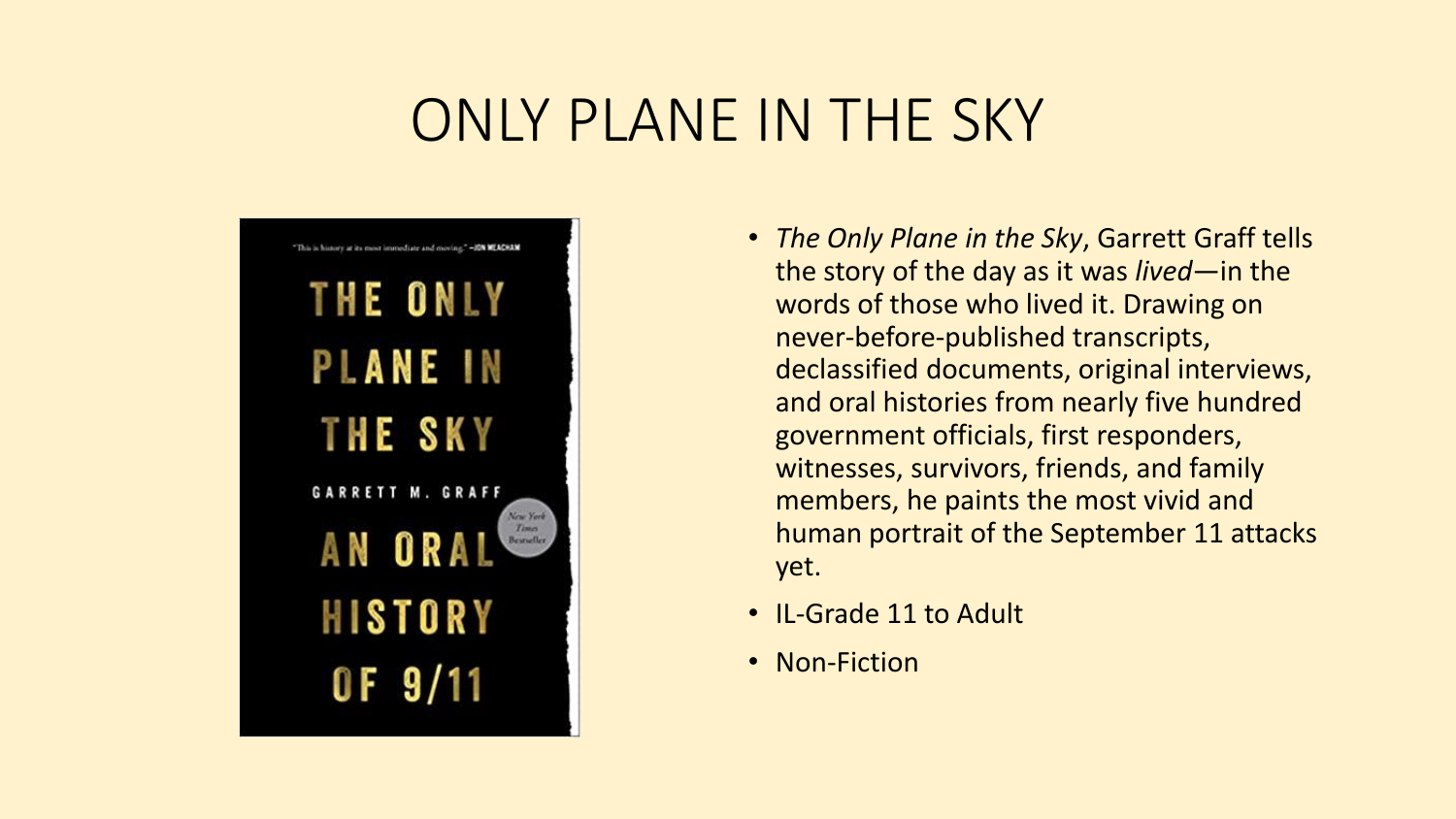# ONLY PLANE IN THE SKY

- *The Only Plane in the Sky*, Garrett Graff tells the story of the day as it was *lived*—in the words of those who lived it. Drawing on never-before-published transcripts, declassified documents, original interviews, and oral histories from nearly five hundred government officials, first responders, witnesses, survivors, friends, and family members, he paints the most vivid and human portrait of the September 11 attacks yet.
- IL-Grade 11 to Adult
- Non-Fiction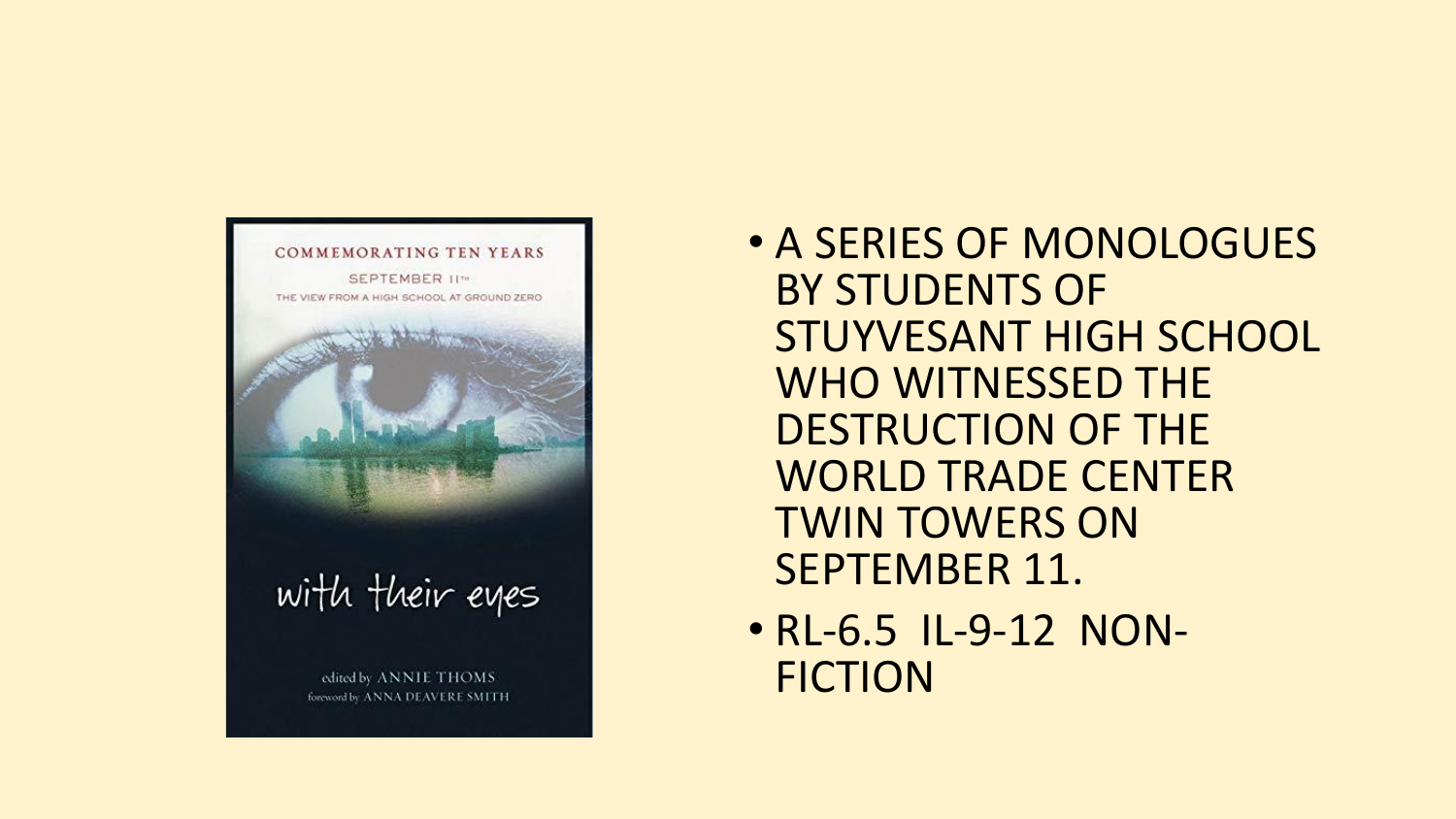COMMEMORATING TEN YEARS

SEPTEMBER 11TH

THE VIEW FROM A HIGH SCHOOL AT GROUND ZERO

with their eyes

edited by ANNIE THOMS

foreword by ANNA DEAVERE SMITH

- A SERIES OF MONOLOGUES BY STUDENTS OF STUYVESANT HIGH SCHOOL WHO WITNESSED THE DESTRUCTION OF THE WORLD TRADE CENTER TWIN TOWERS ON SEPTEMBER 11.
- RL-6.5 IL-9-12 NON-FICTION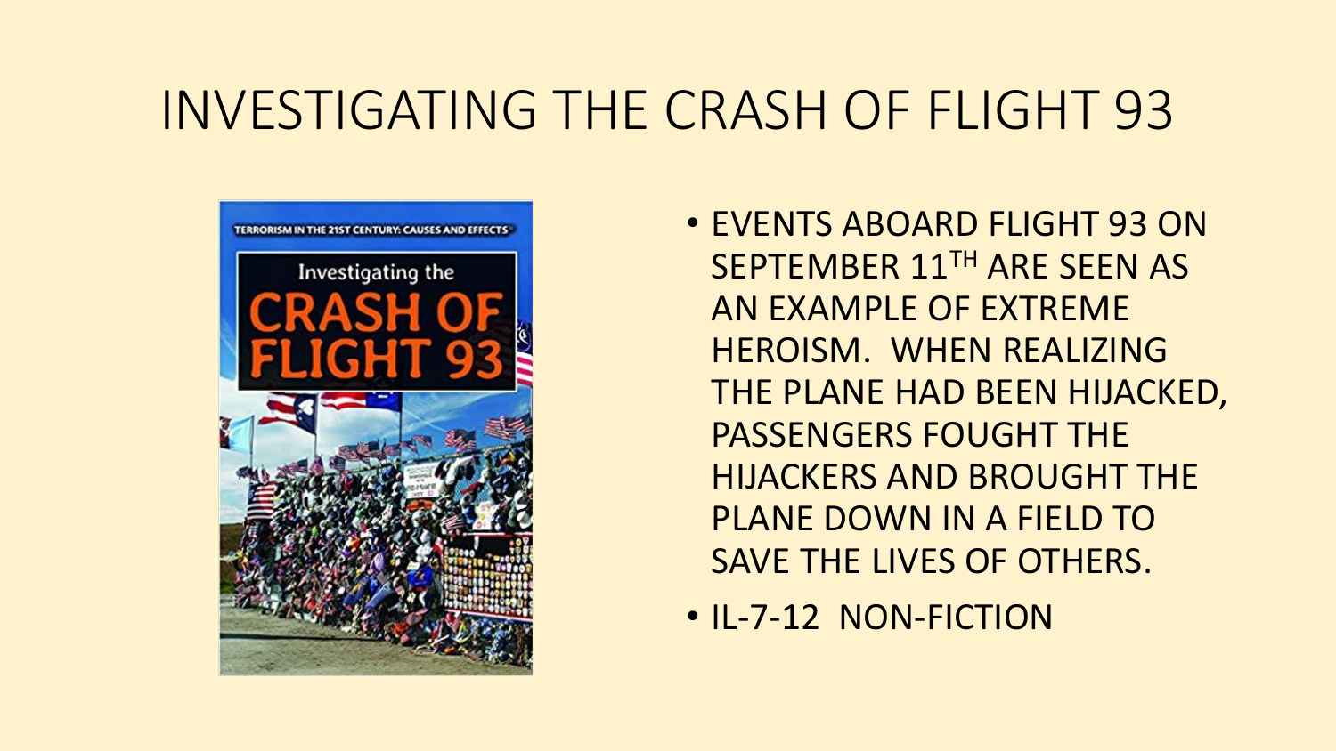# INVESTIGATING THE CRASH OF FLIGHT 93

- EVENTS ABOARD FLIGHT 93 ON SEPTEMBER 11TH ARE SEEN AS AN EXAMPLE OF EXTREME HEROISM. WHEN REALIZING THE PLANE HAD BEEN HIJACKED, PASSENGERS FOUGHT THE HIJACKERS AND BROUGHT THE PLANE DOWN IN A FIELD TO SAVE THE LIVES OF OTHERS.
- IL-7-12 NON-FICTION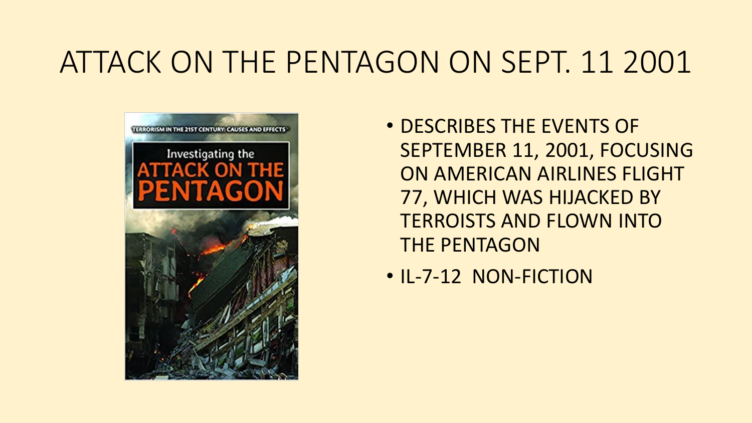# ATTACK ON THE PENTAGON ON SEPT. 11 2001

- DESCRIBES THE EVENTS OF SEPTEMBER 11, 2001, FOCUSING ON AMERICAN AIRLINES FLIGHT 77, WHICH WAS HIJACKED BY TERROISTS AND FLOWN INTO THE PENTAGON
- IL-7-12 NON-FICTION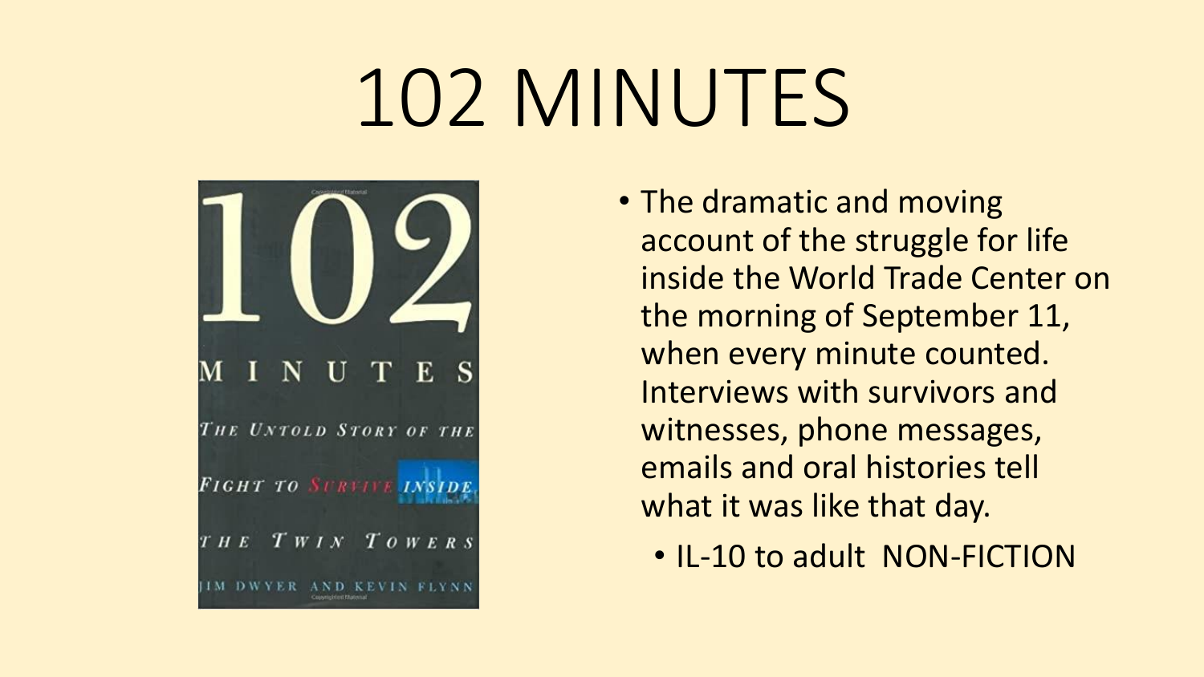# 102 MINUTES

- The dramatic and moving account of the struggle for life inside the World Trade Center on the morning of September 11, when every minute counted. Interviews with survivors and witnesses, phone messages, emails and oral histories tell what it was like that day.
  - IL-10 to adult NON-FICTION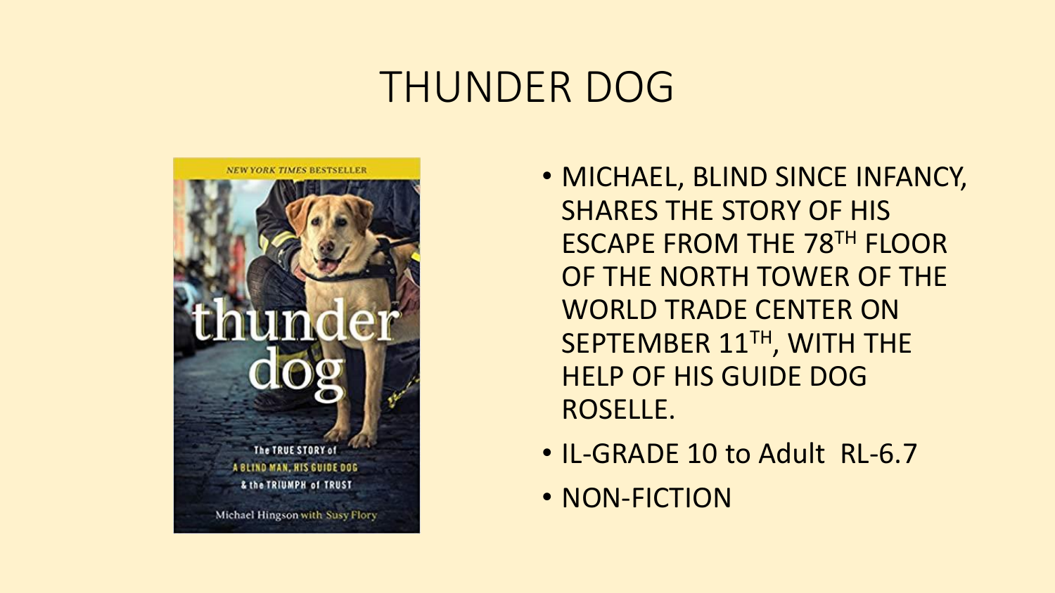# THUNDER DOG

- MICHAEL, BLIND SINCE INFANCY, SHARES THE STORY OF HIS ESCAPE FROM THE 78TH FLOOR OF THE NORTH TOWER OF THE WORLD TRADE CENTER ON SEPTEMBER 11TH, WITH THE HELP OF HIS GUIDE DOG ROSELLE.
- IL-GRADE 10 to Adult RL-6.7
- NON-FICTION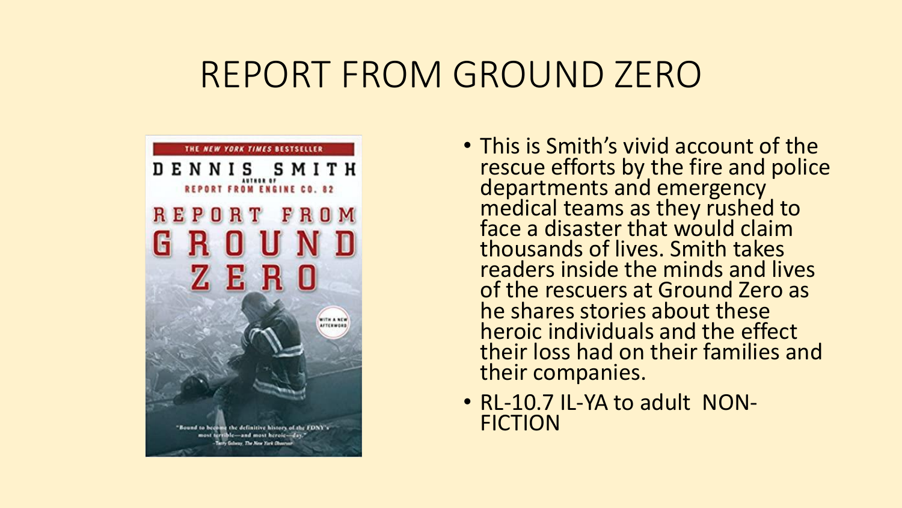# REPORT FROM GROUND ZERO

- This is Smith's vivid account of the rescue efforts by the fire and police departments and emergency medical teams as they rushed to face a disaster that would claim thousands of lives. Smith takes readers inside the minds and lives of the rescuers at Ground Zero as he shares stories about these heroic individuals and the effect their loss had on their families and their companies.
- RL-10.7 IL-YA to adult NON-FICTION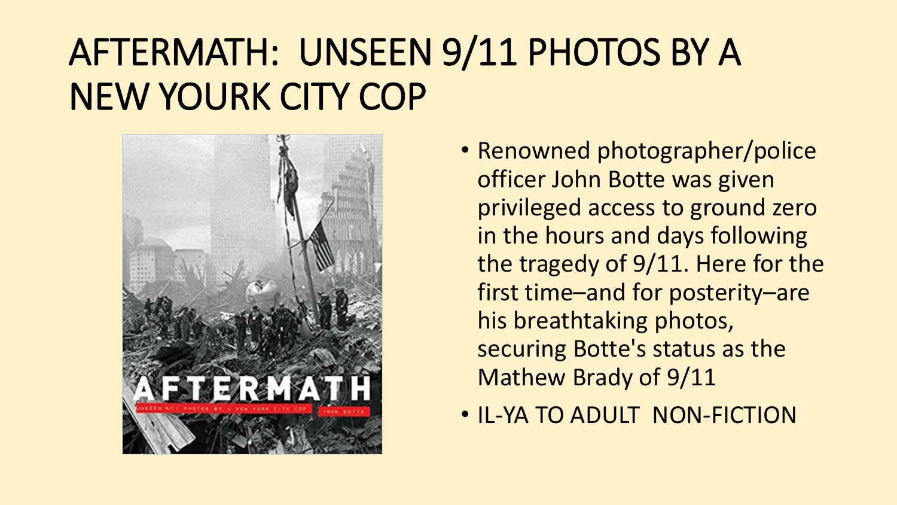# AFTERMATH: UNSEEN 9/11 PHOTOS BY A NEW YOURK CITY COP

- Renowned photographer/police officer John Botte was given privileged access to ground zero in the hours and days following the tragedy of 9/11. Here for the first time–and for posterity–are his breathtaking photos, securing Botte's status as the Mathew Brady of 9/11
- IL-YA TO ADULT NON-FICTION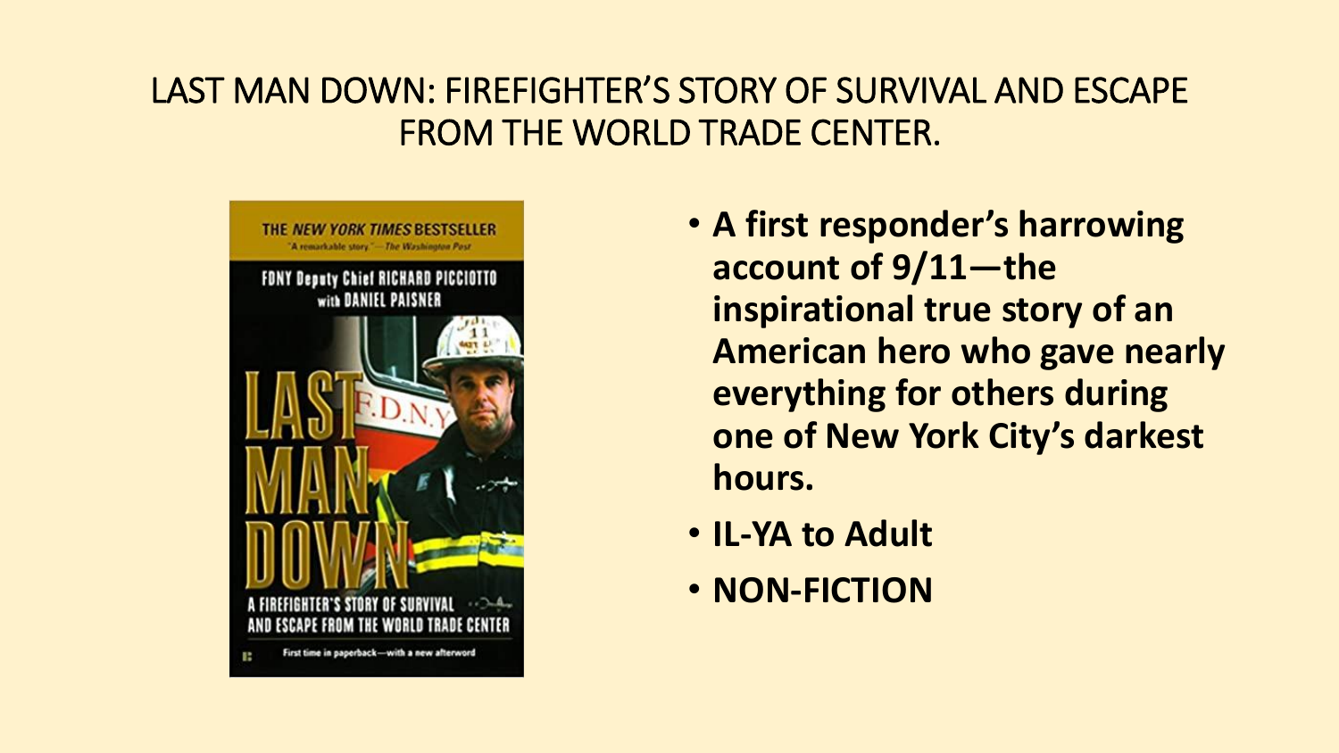# LAST MAN DOWN: FIREFIGHTER'S STORY OF SURVIVAL AND ESCAPE FROM THE WORLD TRADE CENTER.

- **A first responder's harrowing account of 9/11—the inspirational true story of an American hero who gave nearly everything for others during one of New York City's darkest hours.**
- **IL-YA to Adult**
- **NON-FICTION**